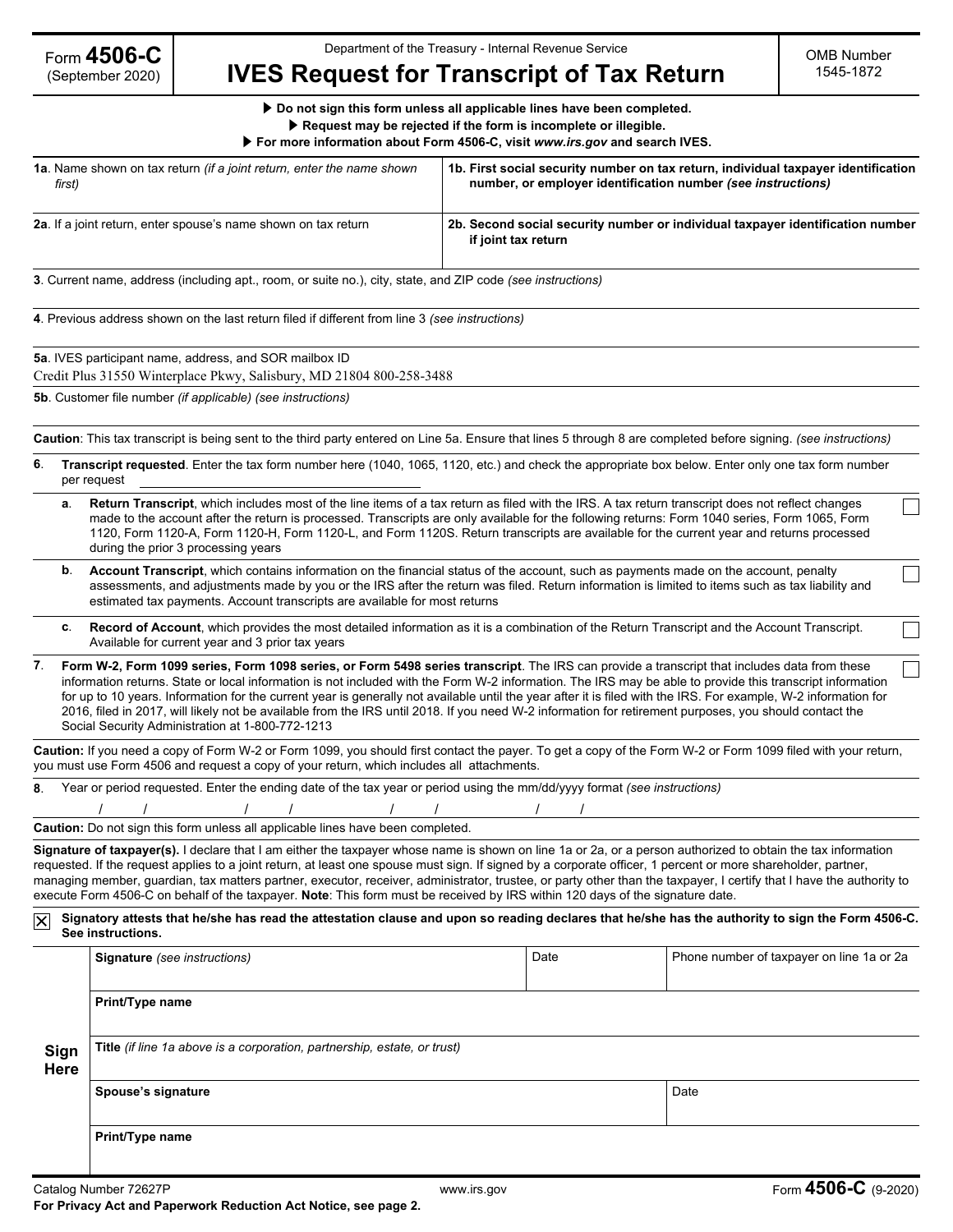Form **4506-C** (September 2020)

Department of the Treasury - Internal Revenue Service

# IVES Request for Transcript of Tax Return

OMB Number 1545-1872

▶ **Do not sign this form unless all applicable lines have been completed.**
▶ **Request may be rejected if the form is incomplete or illegible.**
▶ **For more information about Form 4506-C, visit *www.irs.gov* and search IVES.**

| **1a**. Name shown on tax return *(if a joint return, enter the name shown first)* | **1b. First social security number on tax return, individual taxpayer identification number, or employer identification number** *(see instructions)* |
|---|---|
| | |
| **2a**. If a joint return, enter spouse's name shown on tax return | **2b. Second social security number or individual taxpayer identification number if joint tax return** |
| | |

**3**. Current name, address (including apt., room, or suite no.), city, state, and ZIP code *(see instructions)*

**4**. Previous address shown on the last return filed if different from line 3 *(see instructions)*

**5a**. IVES participant name, address, and SOR mailbox ID
Credit Plus 31550 Winterplace Pkwy, Salisbury, MD 21804 800-258-3488

**5b**. Customer file number *(if applicable) (see instructions)*

**Caution**: This tax transcript is being sent to the third party entered on Line 5a. Ensure that lines 5 through 8 are completed before signing. *(see instructions)*

**6**. **Transcript requested**. Enter the tax form number here (1040, 1065, 1120, etc.) and check the appropriate box below. Enter only one tax form number per request ____________________

- **a**. **Return Transcript**, which includes most of the line items of a tax return as filed with the IRS. A tax return transcript does not reflect changes made to the account after the return is processed. Transcripts are only available for the following returns: Form 1040 series, Form 1065, Form 1120, Form 1120-A, Form 1120-H, Form 1120-L, and Form 1120S. Return transcripts are available for the current year and returns processed during the prior 3 processing years ☐
- **b**. **Account Transcript**, which contains information on the financial status of the account, such as payments made on the account, penalty assessments, and adjustments made by you or the IRS after the return was filed. Return information is limited to items such as tax liability and estimated tax payments. Account transcripts are available for most returns ☐
- **c**. **Record of Account**, which provides the most detailed information as it is a combination of the Return Transcript and the Account Transcript. Available for current year and 3 prior tax years ☐

**7**. **Form W-2, Form 1099 series, Form 1098 series, or Form 5498 series transcript**. The IRS can provide a transcript that includes data from these information returns. State or local information is not included with the Form W-2 information. The IRS may be able to provide this transcript information for up to 10 years. Information for the current year is generally not available until the year after it is filed with the IRS. For example, W-2 information for 2016, filed in 2017, will likely not be available from the IRS until 2018. If you need W-2 information for retirement purposes, you should contact the Social Security Administration at 1-800-772-1213 ☐

**Caution:** If you need a copy of Form W-2 or Form 1099, you should first contact the payer. To get a copy of the Form W-2 or Form 1099 filed with your return, you must use Form 4506 and request a copy of your return, which includes all attachments.

**8**. Year or period requested. Enter the ending date of the tax year or period using the mm/dd/yyyy format *(see instructions)*

\_\_/\_\_/\_\_\_\_ \_\_/\_\_/\_\_\_\_ \_\_/\_\_/\_\_\_\_ \_\_/\_\_/\_\_\_\_

**Caution:** Do not sign this form unless all applicable lines have been completed.

**Signature of taxpayer(s).** I declare that I am either the taxpayer whose name is shown on line 1a or 2a, or a person authorized to obtain the tax information requested. If the request applies to a joint return, at least one spouse must sign. If signed by a corporate officer, 1 percent or more shareholder, partner, managing member, guardian, tax matters partner, executor, receiver, administrator, trustee, or party other than the taxpayer, I certify that I have the authority to execute Form 4506-C on behalf of the taxpayer. **Note**: This form must be received by IRS within 120 days of the signature date.

☒ **Signatory attests that he/she has read the attestation clause and upon so reading declares that he/she has the authority to sign the Form 4506-C. See instructions.**

**Sign Here**

| **Signature** *(see instructions)* | Date | Phone number of taxpayer on line 1a or 2a |
|---|---|---|
| **Print/Type name** | | |
| **Title** *(if line 1a above is a corporation, partnership, estate, or trust)* | | |
| **Spouse's signature** | | Date |
| **Print/Type name** | | |

Catalog Number 72627P | www.irs.gov | Form **4506-C** (9-2020)

**For Privacy Act and Paperwork Reduction Act Notice, see page 2.**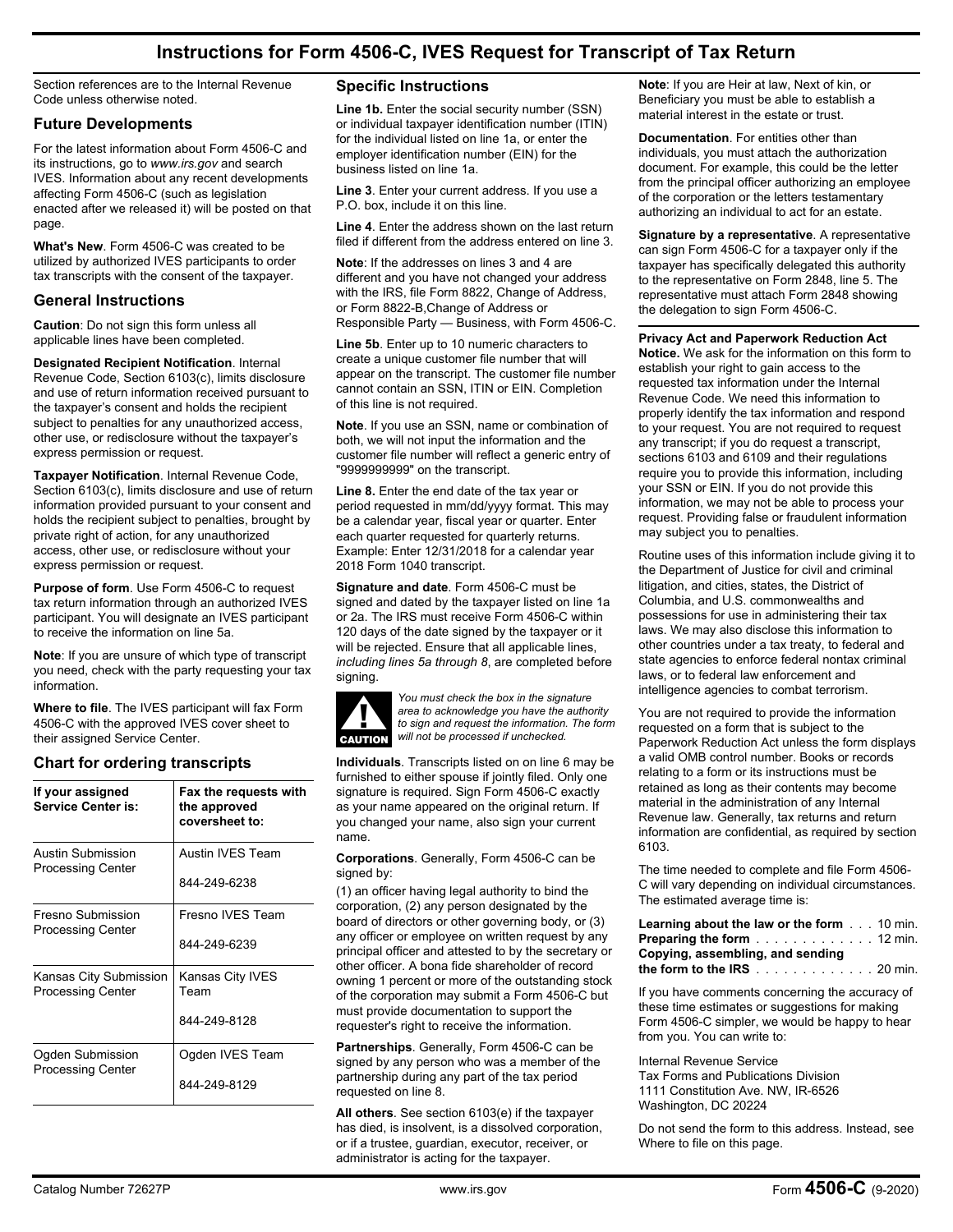# Instructions for Form 4506-C, IVES Request for Transcript of Tax Return

Section references are to the Internal Revenue Code unless otherwise noted.

## Future Developments

For the latest information about Form 4506-C and its instructions, go to *www.irs.gov* and search IVES. Information about any recent developments affecting Form 4506-C (such as legislation enacted after we released it) will be posted on that page.

**What's New**. Form 4506-C was created to be utilized by authorized IVES participants to order tax transcripts with the consent of the taxpayer.

## General Instructions

**Caution**: Do not sign this form unless all applicable lines have been completed.

**Designated Recipient Notification**. Internal Revenue Code, Section 6103(c), limits disclosure and use of return information received pursuant to the taxpayer's consent and holds the recipient subject to penalties for any unauthorized access, other use, or redisclosure without the taxpayer's express permission or request.

**Taxpayer Notification**. Internal Revenue Code, Section 6103(c), limits disclosure and use of return information provided pursuant to your consent and holds the recipient subject to penalties, brought by private right of action, for any unauthorized access, other use, or redisclosure without your express permission or request.

**Purpose of form**. Use Form 4506-C to request tax return information through an authorized IVES participant. You will designate an IVES participant to receive the information on line 5a.

**Note**: If you are unsure of which type of transcript you need, check with the party requesting your tax information.

**Where to file**. The IVES participant will fax Form 4506-C with the approved IVES cover sheet to their assigned Service Center.

## Chart for ordering transcripts

| If your assigned Service Center is: | Fax the requests with the approved coversheet to: |
|---|---|
| Austin Submission Processing Center | Austin IVES Team<br>844-249-6238 |
| Fresno Submission Processing Center | Fresno IVES Team<br>844-249-6239 |
| Kansas City Submission Processing Center | Kansas City IVES Team<br>844-249-8128 |
| Ogden Submission Processing Center | Ogden IVES Team<br>844-249-8129 |

## Specific Instructions

**Line 1b.** Enter the social security number (SSN) or individual taxpayer identification number (ITIN) for the individual listed on line 1a, or enter the employer identification number (EIN) for the business listed on line 1a.

**Line 3**. Enter your current address. If you use a P.O. box, include it on this line.

**Line 4**. Enter the address shown on the last return filed if different from the address entered on line 3.

**Note**: If the addresses on lines 3 and 4 are different and you have not changed your address with the IRS, file Form 8822, Change of Address, or Form 8822-B,Change of Address or Responsible Party — Business, with Form 4506-C.

**Line 5b**. Enter up to 10 numeric characters to create a unique customer file number that will appear on the transcript. The customer file number cannot contain an SSN, ITIN or EIN. Completion of this line is not required.

**Note**. If you use an SSN, name or combination of both, we will not input the information and the customer file number will reflect a generic entry of "9999999999" on the transcript.

**Line 8.** Enter the end date of the tax year or period requested in mm/dd/yyyy format. This may be a calendar year, fiscal year or quarter. Enter each quarter requested for quarterly returns. Example: Enter 12/31/2018 for a calendar year 2018 Form 1040 transcript.

**Signature and date**. Form 4506-C must be signed and dated by the taxpayer listed on line 1a or 2a. The IRS must receive Form 4506-C within 120 days of the date signed by the taxpayer or it will be rejected. Ensure that all applicable lines, *including lines 5a through 8*, are completed before signing.

**CAUTION** *You must check the box in the signature area to acknowledge you have the authority to sign and request the information. The form will not be processed if unchecked.*

**Individuals**. Transcripts listed on line 6 may be furnished to either spouse if jointly filed. Only one signature is required. Sign Form 4506-C exactly as your name appeared on the original return. If you changed your name, also sign your current name.

**Corporations**. Generally, Form 4506-C can be signed by:

(1) an officer having legal authority to bind the corporation, (2) any person designated by the board of directors or other governing body, or (3) any officer or employee on written request by any principal officer and attested to by the secretary or other officer. A bona fide shareholder of record owning 1 percent or more of the outstanding stock of the corporation may submit a Form 4506-C but must provide documentation to support the requester's right to receive the information.

**Partnerships**. Generally, Form 4506-C can be signed by any person who was a member of the partnership during any part of the tax period requested on line 8.

**All others**. See section 6103(e) if the taxpayer has died, is insolvent, is a dissolved corporation, or if a trustee, guardian, executor, receiver, or administrator is acting for the taxpayer.

**Note**: If you are Heir at law, Next of kin, or Beneficiary you must be able to establish a material interest in the estate or trust.

**Documentation**. For entities other than individuals, you must attach the authorization document. For example, this could be the letter from the principal officer authorizing an employee of the corporation or the letters testamentary authorizing an individual to act for an estate.

**Signature by a representative**. A representative can sign Form 4506-C for a taxpayer only if the taxpayer has specifically delegated this authority to the representative on Form 2848, line 5. The representative must attach Form 2848 showing the delegation to sign Form 4506-C.

**Privacy Act and Paperwork Reduction Act Notice.** We ask for the information on this form to establish your right to gain access to the requested tax information under the Internal Revenue Code. We need this information to properly identify the tax information and respond to your request. You are not required to request any transcript; if you do request a transcript, sections 6103 and 6109 and their regulations require you to provide this information, including your SSN or EIN. If you do not provide this information, we may not be able to process your request. Providing false or fraudulent information may subject you to penalties.

Routine uses of this information include giving it to the Department of Justice for civil and criminal litigation, and cities, states, the District of Columbia, and U.S. commonwealths and possessions for use in administering their tax laws. We may also disclose this information to other countries under a tax treaty, to federal and state agencies to enforce federal nontax criminal laws, or to federal law enforcement and intelligence agencies to combat terrorism.

You are not required to provide the information requested on a form that is subject to the Paperwork Reduction Act unless the form displays a valid OMB control number. Books or records relating to a form or its instructions must be retained as long as their contents may become material in the administration of any Internal Revenue law. Generally, tax returns and return information are confidential, as required by section 6103.

The time needed to complete and file Form 4506-C will vary depending on individual circumstances. The estimated average time is:

**Learning about the law or the form** . . . 10 min.
**Preparing the form** . . . . . . . . . . . . . 12 min.
**Copying, assembling, and sending the form to the IRS** . . . . . . . . . . . . . 20 min.

If you have comments concerning the accuracy of these time estimates or suggestions for making Form 4506-C simpler, we would be happy to hear from you. You can write to:

Internal Revenue Service
Tax Forms and Publications Division
1111 Constitution Ave. NW, IR-6526
Washington, DC 20224

Do not send the form to this address. Instead, see Where to file on this page.

Catalog Number 72627P www.irs.gov Form **4506-C** (9-2020)